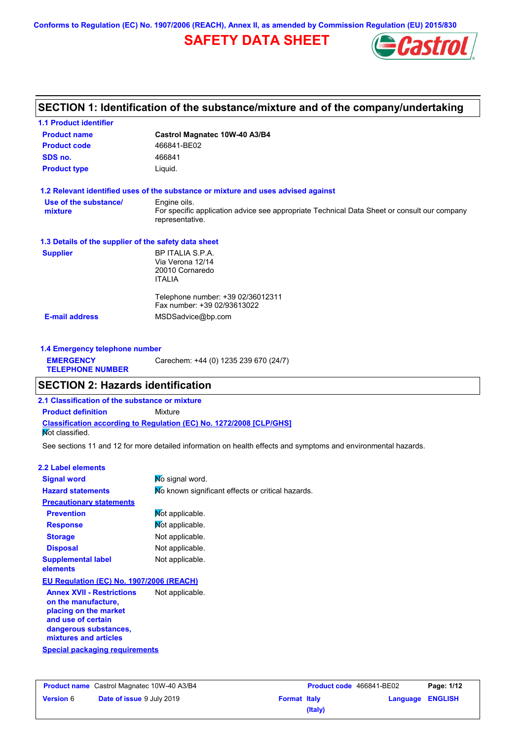Conforms to Regulation (EC) No. 1907/2006 (REACH), Annex II, as amended by Commission Regulation (EU) 2015/830

# SAFETY DATA SHEET

## SECTION 1: Identification of the substance/mixture and of the company/undertaking

### 1.1 Product identifier

| | |
|---|---|
| **Product name** | **Castrol Magnatec 10W-40 A3/B4** |
| **Product code** | 466841-BE02 |
| **SDS no.** | 466841 |
| **Product type** | Liquid. |

### 1.2 Relevant identified uses of the substance or mixture and uses advised against

| | |
|---|---|
| **Use of the substance/ mixture** | Engine oils. For specific application advice see appropriate Technical Data Sheet or consult our company representative. |

### 1.3 Details of the supplier of the safety data sheet

| | |
|---|---|
| **Supplier** | BP ITALIA S.P.A. Via Verona 12/14 20010 Cornaredo ITALIA<br><br>Telephone number: +39 02/36012311 Fax number: +39 02/93613022 |
| **E-mail address** | MSDSadvice@bp.com |

### 1.4 Emergency telephone number

| | |
|---|---|
| **EMERGENCY TELEPHONE NUMBER** | Carechem: +44 (0) 1235 239 670 (24/7) |

## SECTION 2: Hazards identification

### 2.1 Classification of the substance or mixture

| | |
|---|---|
| **Product definition** | Mixture |

**Classification according to Regulation (EC) No. 1272/2008 [CLP/GHS]**

Not classified.

See sections 11 and 12 for more detailed information on health effects and symptoms and environmental hazards.

### 2.2 Label elements

| | |
|---|---|
| **Signal word** | No signal word. |
| **Hazard statements** | No known significant effects or critical hazards. |
| **Precautionary statements** | |
| **Prevention** | Not applicable. |
| **Response** | Not applicable. |
| **Storage** | Not applicable. |
| **Disposal** | Not applicable. |
| **Supplemental label elements** | Not applicable. |

**EU Regulation (EC) No. 1907/2006 (REACH)**

| | |
|---|---|
| **Annex XVII - Restrictions on the manufacture, placing on the market and use of certain dangerous substances, mixtures and articles** | Not applicable. |

**Special packaging requirements**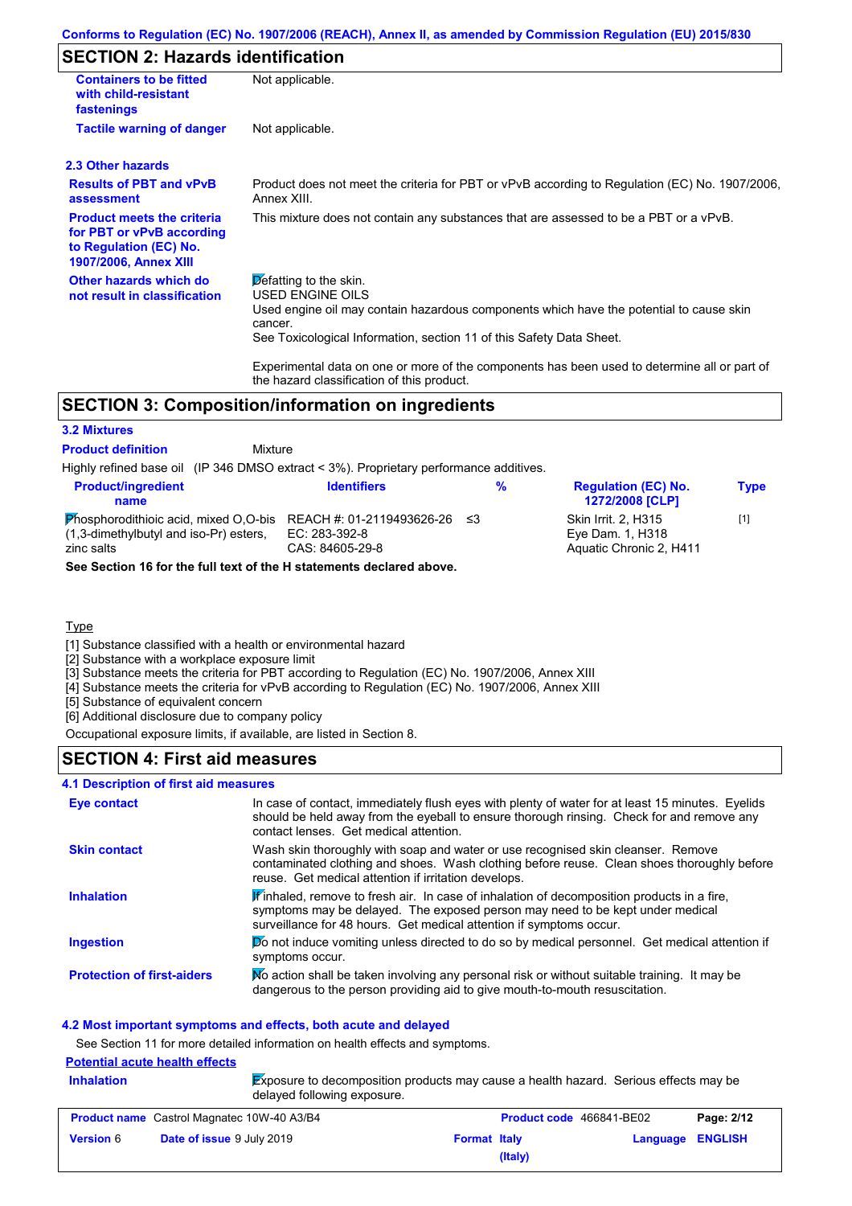## SECTION 2: Hazards identification

| | |
|---|---|
| **Containers to be fitted with child-resistant fastenings** | Not applicable. |
| **Tactile warning of danger** | Not applicable. |

### 2.3 Other hazards

| | |
|---|---|
| **Results of PBT and vPvB assessment** | Product does not meet the criteria for PBT or vPvB according to Regulation (EC) No. 1907/2006, Annex XIII. |
| **Product meets the criteria for PBT or vPvB according to Regulation (EC) No. 1907/2006, Annex XIII** | This mixture does not contain any substances that are assessed to be a PBT or a vPvB. |
| **Other hazards which do not result in classification** | Defatting to the skin. USED ENGINE OILS Used engine oil may contain hazardous components which have the potential to cause skin cancer. See Toxicological Information, section 11 of this Safety Data Sheet. Experimental data on one or more of the components has been used to determine all or part of the hazard classification of this product. |

## SECTION 3: Composition/information on ingredients

### 3.2 Mixtures

**Product definition** Mixture

Highly refined base oil (IP 346 DMSO extract < 3%). Proprietary performance additives.

| Product/ingredient name | Identifiers | % | Regulation (EC) No. 1272/2008 [CLP] | Type |
|---|---|---|---|---|
| Phosphorodithioic acid, mixed O,O-bis (1,3-dimethylbutyl and iso-Pr) esters, zinc salts | REACH #: 01-2119493626-26<br>EC: 283-392-8<br>CAS: 84605-29-8 | ≤3 | Skin Irrit. 2, H315<br>Eye Dam. 1, H318<br>Aquatic Chronic 2, H411 | [1] |

**See Section 16 for the full text of the H statements declared above.**

Type

[1] Substance classified with a health or environmental hazard
[2] Substance with a workplace exposure limit
[3] Substance meets the criteria for PBT according to Regulation (EC) No. 1907/2006, Annex XIII
[4] Substance meets the criteria for vPvB according to Regulation (EC) No. 1907/2006, Annex XIII
[5] Substance of equivalent concern
[6] Additional disclosure due to company policy

Occupational exposure limits, if available, are listed in Section 8.

## SECTION 4: First aid measures

### 4.1 Description of first aid measures

| | |
|---|---|
| **Eye contact** | In case of contact, immediately flush eyes with plenty of water for at least 15 minutes. Eyelids should be held away from the eyeball to ensure thorough rinsing. Check for and remove any contact lenses. Get medical attention. |
| **Skin contact** | Wash skin thoroughly with soap and water or use recognised skin cleanser. Remove contaminated clothing and shoes. Wash clothing before reuse. Clean shoes thoroughly before reuse. Get medical attention if irritation develops. |
| **Inhalation** | If inhaled, remove to fresh air. In case of inhalation of decomposition products in a fire, symptoms may be delayed. The exposed person may need to be kept under medical surveillance for 48 hours. Get medical attention if symptoms occur. |
| **Ingestion** | Do not induce vomiting unless directed to do so by medical personnel. Get medical attention if symptoms occur. |
| **Protection of first-aiders** | No action shall be taken involving any personal risk or without suitable training. It may be dangerous to the person providing aid to give mouth-to-mouth resuscitation. |

### 4.2 Most important symptoms and effects, both acute and delayed

See Section 11 for more detailed information on health effects and symptoms.

**Potential acute health effects**

| | |
|---|---|
| **Inhalation** | Exposure to decomposition products may cause a health hazard. Serious effects may be delayed following exposure. |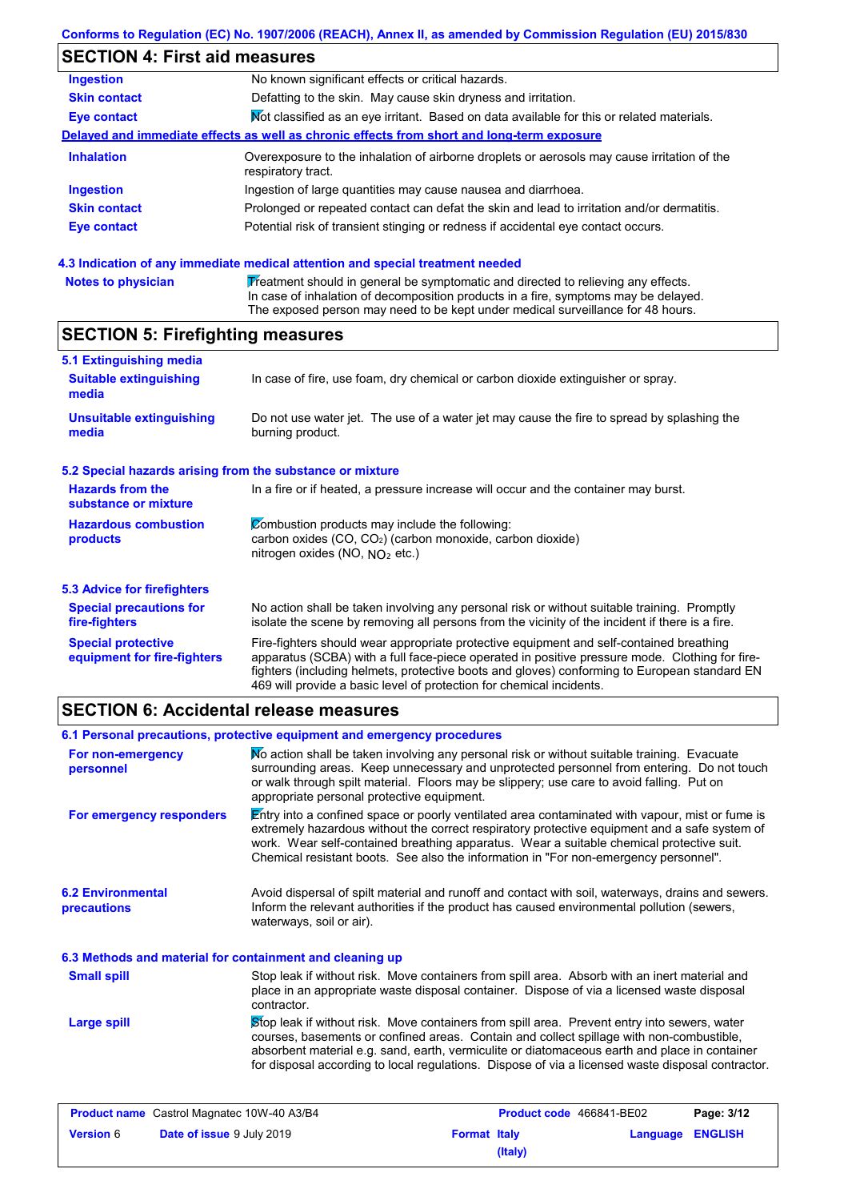## SECTION 4: First aid measures

| | |
|---|---|
| **Ingestion** | No known significant effects or critical hazards. |
| **Skin contact** | Defatting to the skin. May cause skin dryness and irritation. |
| **Eye contact** | Not classified as an eye irritant. Based on data available for this or related materials. |

**Delayed and immediate effects as well as chronic effects from short and long-term exposure**

| | |
|---|---|
| **Inhalation** | Overexposure to the inhalation of airborne droplets or aerosols may cause irritation of the respiratory tract. |
| **Ingestion** | Ingestion of large quantities may cause nausea and diarrhoea. |
| **Skin contact** | Prolonged or repeated contact can defat the skin and lead to irritation and/or dermatitis. |
| **Eye contact** | Potential risk of transient stinging or redness if accidental eye contact occurs. |

### 4.3 Indication of any immediate medical attention and special treatment needed

| | |
|---|---|
| **Notes to physician** | Treatment should in general be symptomatic and directed to relieving any effects. In case of inhalation of decomposition products in a fire, symptoms may be delayed. The exposed person may need to be kept under medical surveillance for 48 hours. |

## SECTION 5: Firefighting measures

### 5.1 Extinguishing media

| | |
|---|---|
| **Suitable extinguishing media** | In case of fire, use foam, dry chemical or carbon dioxide extinguisher or spray. |
| **Unsuitable extinguishing media** | Do not use water jet. The use of a water jet may cause the fire to spread by splashing the burning product. |

### 5.2 Special hazards arising from the substance or mixture

| | |
|---|---|
| **Hazards from the substance or mixture** | In a fire or if heated, a pressure increase will occur and the container may burst. |
| **Hazardous combustion products** | Combustion products may include the following: carbon oxides (CO, $CO_2$) (carbon monoxide, carbon dioxide) nitrogen oxides (NO, $NO_2$ etc.) |

### 5.3 Advice for firefighters

| | |
|---|---|
| **Special precautions for fire-fighters** | No action shall be taken involving any personal risk or without suitable training. Promptly isolate the scene by removing all persons from the vicinity of the incident if there is a fire. |
| **Special protective equipment for fire-fighters** | Fire-fighters should wear appropriate protective equipment and self-contained breathing apparatus (SCBA) with a full face-piece operated in positive pressure mode. Clothing for fire-fighters (including helmets, protective boots and gloves) conforming to European standard EN 469 will provide a basic level of protection for chemical incidents. |

## SECTION 6: Accidental release measures

### 6.1 Personal precautions, protective equipment and emergency procedures

| | |
|---|---|
| **For non-emergency personnel** | No action shall be taken involving any personal risk or without suitable training. Evacuate surrounding areas. Keep unnecessary and unprotected personnel from entering. Do not touch or walk through spilt material. Floors may be slippery; use care to avoid falling. Put on appropriate personal protective equipment. |
| **For emergency responders** | Entry into a confined space or poorly ventilated area contaminated with vapour, mist or fume is extremely hazardous without the correct respiratory protective equipment and a safe system of work. Wear self-contained breathing apparatus. Wear a suitable chemical protective suit. Chemical resistant boots. See also the information in "For non-emergency personnel". |

| | |
|---|---|
| **6.2 Environmental precautions** | Avoid dispersal of spilt material and runoff and contact with soil, waterways, drains and sewers. Inform the relevant authorities if the product has caused environmental pollution (sewers, waterways, soil or air). |

### 6.3 Methods and material for containment and cleaning up

| | |
|---|---|
| **Small spill** | Stop leak if without risk. Move containers from spill area. Absorb with an inert material and place in an appropriate waste disposal container. Dispose of via a licensed waste disposal contractor. |
| **Large spill** | Stop leak if without risk. Move containers from spill area. Prevent entry into sewers, water courses, basements or confined areas. Contain and collect spillage with non-combustible, absorbent material e.g. sand, earth, vermiculite or diatomaceous earth and place in container for disposal according to local regulations. Dispose of via a licensed waste disposal contractor. |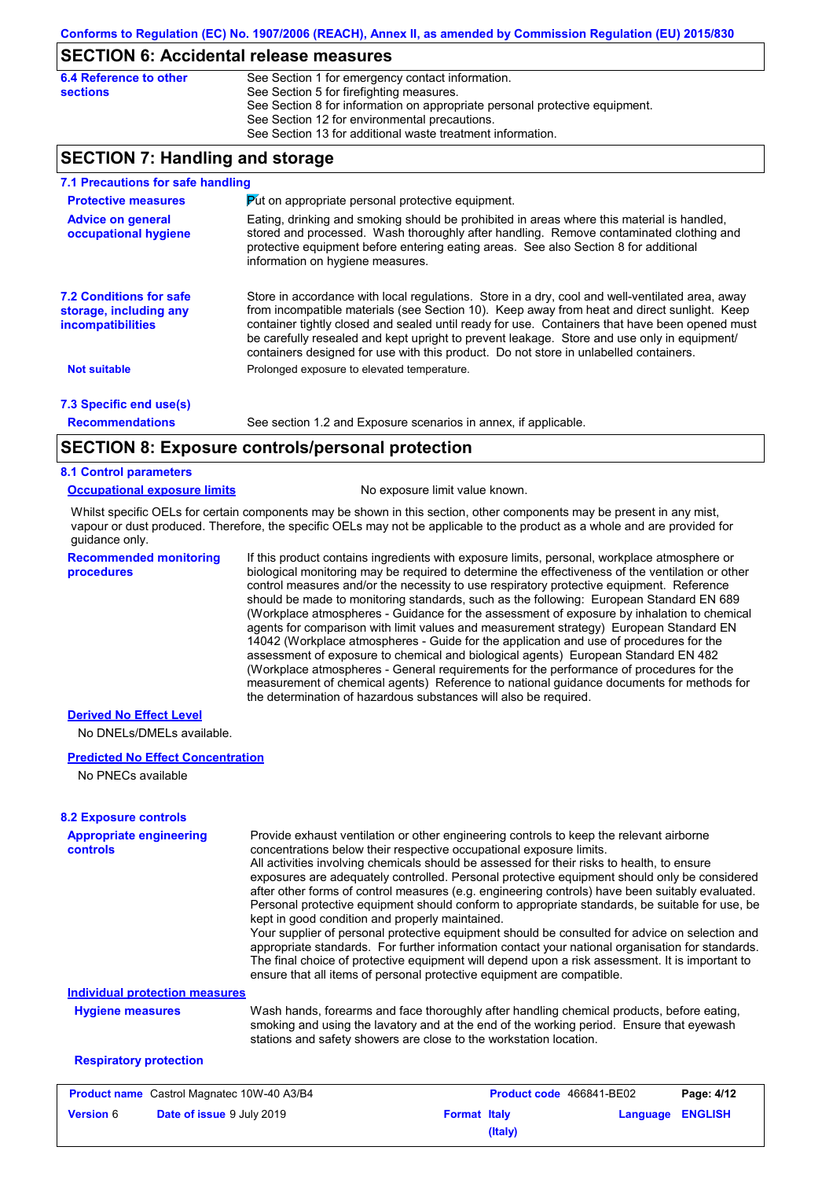## SECTION 6: Accidental release measures

**6.4 Reference to other sections**

See Section 1 for emergency contact information.
See Section 5 for firefighting measures.
See Section 8 for information on appropriate personal protective equipment.
See Section 12 for environmental precautions.
See Section 13 for additional waste treatment information.

## SECTION 7: Handling and storage

### 7.1 Precautions for safe handling

**Protective measures**

Put on appropriate personal protective equipment.

**Advice on general occupational hygiene**

Eating, drinking and smoking should be prohibited in areas where this material is handled, stored and processed. Wash thoroughly after handling. Remove contaminated clothing and protective equipment before entering eating areas. See also Section 8 for additional information on hygiene measures.

### 7.2 Conditions for safe storage, including any incompatibilities

Store in accordance with local regulations. Store in a dry, cool and well-ventilated area, away from incompatible materials (see Section 10). Keep away from heat and direct sunlight. Keep container tightly closed and sealed until ready for use. Containers that have been opened must be carefully resealed and kept upright to prevent leakage. Store and use only in equipment/ containers designed for use with this product. Do not store in unlabelled containers.

**Not suitable**

Prolonged exposure to elevated temperature.

### 7.3 Specific end use(s)

**Recommendations**

See section 1.2 and Exposure scenarios in annex, if applicable.

## SECTION 8: Exposure controls/personal protection

### 8.1 Control parameters

**Occupational exposure limits**

No exposure limit value known.

Whilst specific OELs for certain components may be shown in this section, other components may be present in any mist, vapour or dust produced. Therefore, the specific OELs may not be applicable to the product as a whole and are provided for guidance only.

**Recommended monitoring procedures**

If this product contains ingredients with exposure limits, personal, workplace atmosphere or biological monitoring may be required to determine the effectiveness of the ventilation or other control measures and/or the necessity to use respiratory protective equipment. Reference should be made to monitoring standards, such as the following: European Standard EN 689 (Workplace atmospheres - Guidance for the assessment of exposure by inhalation to chemical agents for comparison with limit values and measurement strategy) European Standard EN 14042 (Workplace atmospheres - Guide for the application and use of procedures for the assessment of exposure to chemical and biological agents) European Standard EN 482 (Workplace atmospheres - General requirements for the performance of procedures for the measurement of chemical agents) Reference to national guidance documents for methods for the determination of hazardous substances will also be required.

**Derived No Effect Level**

No DNELs/DMELs available.

**Predicted No Effect Concentration**

No PNECs available

### 8.2 Exposure controls

**Appropriate engineering controls**

Provide exhaust ventilation or other engineering controls to keep the relevant airborne concentrations below their respective occupational exposure limits.
All activities involving chemicals should be assessed for their risks to health, to ensure exposures are adequately controlled. Personal protective equipment should only be considered after other forms of control measures (e.g. engineering controls) have been suitably evaluated. Personal protective equipment should conform to appropriate standards, be suitable for use, be kept in good condition and properly maintained.
Your supplier of personal protective equipment should be consulted for advice on selection and appropriate standards. For further information contact your national organisation for standards. The final choice of protective equipment will depend upon a risk assessment. It is important to ensure that all items of personal protective equipment are compatible.

**Individual protection measures**

**Hygiene measures**

Wash hands, forearms and face thoroughly after handling chemical products, before eating, smoking and using the lavatory and at the end of the working period. Ensure that eyewash stations and safety showers are close to the workstation location.

**Respiratory protection**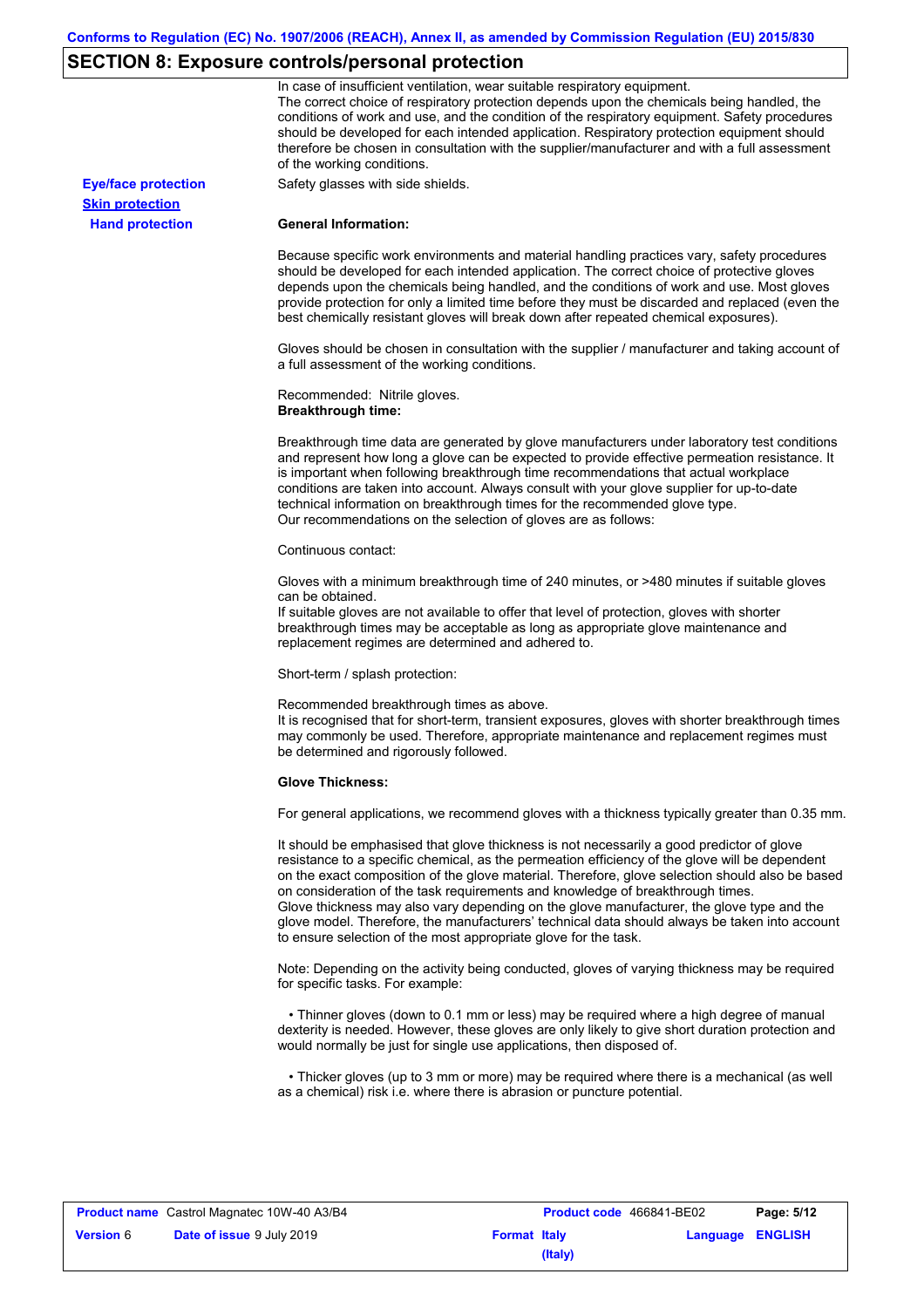## SECTION 8: Exposure controls/personal protection

In case of insufficient ventilation, wear suitable respiratory equipment.
The correct choice of respiratory protection depends upon the chemicals being handled, the conditions of work and use, and the condition of the respiratory equipment. Safety procedures should be developed for each intended application. Respiratory protection equipment should therefore be chosen in consultation with the supplier/manufacturer and with a full assessment of the working conditions.

**Eye/face protection**
Safety glasses with side shields.

**Skin protection**

**Hand protection**

**General Information:**

Because specific work environments and material handling practices vary, safety procedures should be developed for each intended application. The correct choice of protective gloves depends upon the chemicals being handled, and the conditions of work and use. Most gloves provide protection for only a limited time before they must be discarded and replaced (even the best chemically resistant gloves will break down after repeated chemical exposures).

Gloves should be chosen in consultation with the supplier / manufacturer and taking account of a full assessment of the working conditions.

Recommended: Nitrile gloves.
**Breakthrough time:**

Breakthrough time data are generated by glove manufacturers under laboratory test conditions and represent how long a glove can be expected to provide effective permeation resistance. It is important when following breakthrough time recommendations that actual workplace conditions are taken into account. Always consult with your glove supplier for up-to-date technical information on breakthrough times for the recommended glove type.
Our recommendations on the selection of gloves are as follows:

Continuous contact:

Gloves with a minimum breakthrough time of 240 minutes, or >480 minutes if suitable gloves can be obtained.
If suitable gloves are not available to offer that level of protection, gloves with shorter breakthrough times may be acceptable as long as appropriate glove maintenance and replacement regimes are determined and adhered to.

Short-term / splash protection:

Recommended breakthrough times as above.
It is recognised that for short-term, transient exposures, gloves with shorter breakthrough times may commonly be used. Therefore, appropriate maintenance and replacement regimes must be determined and rigorously followed.

**Glove Thickness:**

For general applications, we recommend gloves with a thickness typically greater than 0.35 mm.

It should be emphasised that glove thickness is not necessarily a good predictor of glove resistance to a specific chemical, as the permeation efficiency of the glove will be dependent on the exact composition of the glove material. Therefore, glove selection should also be based on consideration of the task requirements and knowledge of breakthrough times.
Glove thickness may also vary depending on the glove manufacturer, the glove type and the glove model. Therefore, the manufacturers' technical data should always be taken into account to ensure selection of the most appropriate glove for the task.

Note: Depending on the activity being conducted, gloves of varying thickness may be required for specific tasks. For example:

- Thinner gloves (down to 0.1 mm or less) may be required where a high degree of manual dexterity is needed. However, these gloves are only likely to give short duration protection and would normally be just for single use applications, then disposed of.

- Thicker gloves (up to 3 mm or more) may be required where there is a mechanical (as well as a chemical) risk i.e. where there is abrasion or puncture potential.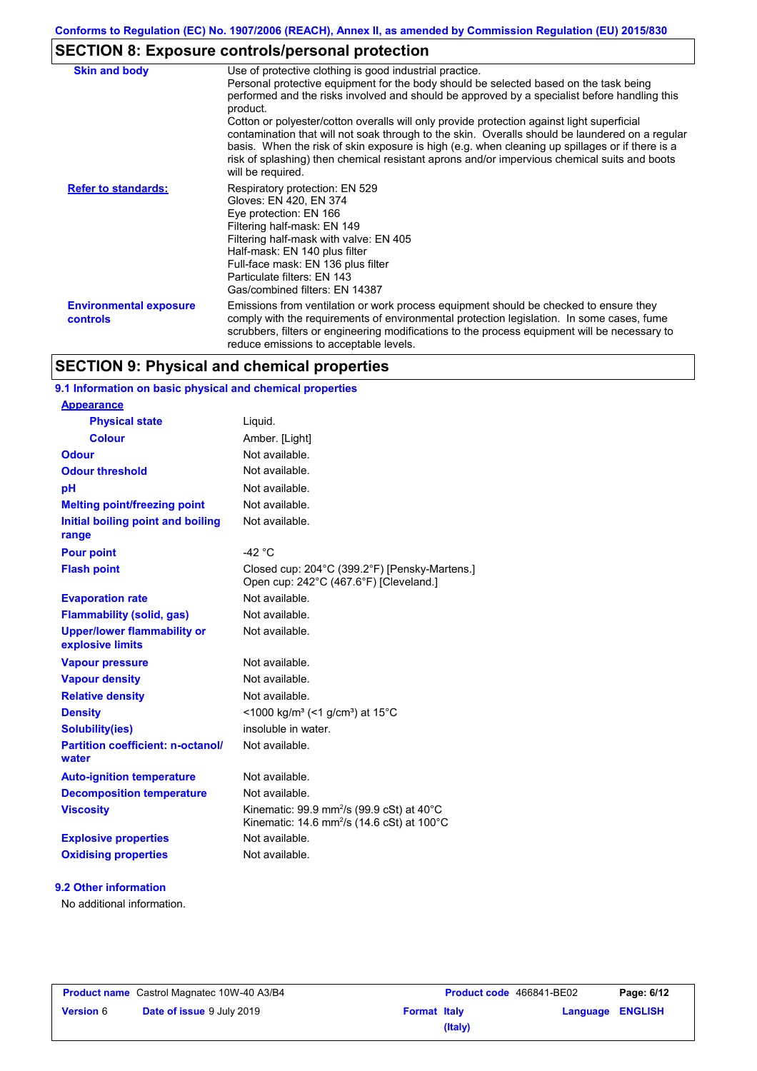## SECTION 8: Exposure controls/personal protection

| | |
|---|---|
| **Skin and body** | Use of protective clothing is good industrial practice. Personal protective equipment for the body should be selected based on the task being performed and the risks involved and should be approved by a specialist before handling this product. Cotton or polyester/cotton overalls will only provide protection against light superficial contamination that will not soak through to the skin. Overalls should be laundered on a regular basis. When the risk of skin exposure is high (e.g. when cleaning up spillages or if there is a risk of splashing) then chemical resistant aprons and/or impervious chemical suits and boots will be required. |
| **Refer to standards:** | Respiratory protection: EN 529<br>Gloves: EN 420, EN 374<br>Eye protection: EN 166<br>Filtering half-mask: EN 149<br>Filtering half-mask with valve: EN 405<br>Half-mask: EN 140 plus filter<br>Full-face mask: EN 136 plus filter<br>Particulate filters: EN 143<br>Gas/combined filters: EN 14387 |
| **Environmental exposure controls** | Emissions from ventilation or work process equipment should be checked to ensure they comply with the requirements of environmental protection legislation. In some cases, fume scrubbers, filters or engineering modifications to the process equipment will be necessary to reduce emissions to acceptable levels. |

## SECTION 9: Physical and chemical properties

### 9.1 Information on basic physical and chemical properties

| | |
|---|---|
| **Appearance** | |
| **Physical state** | Liquid. |
| **Colour** | Amber. [Light] |
| **Odour** | Not available. |
| **Odour threshold** | Not available. |
| **pH** | Not available. |
| **Melting point/freezing point** | Not available. |
| **Initial boiling point and boiling range** | Not available. |
| **Pour point** | -42 °C |
| **Flash point** | Closed cup: 204°C (399.2°F) [Pensky-Martens.]<br>Open cup: 242°C (467.6°F) [Cleveland.] |
| **Evaporation rate** | Not available. |
| **Flammability (solid, gas)** | Not available. |
| **Upper/lower flammability or explosive limits** | Not available. |
| **Vapour pressure** | Not available. |
| **Vapour density** | Not available. |
| **Relative density** | Not available. |
| **Density** | <1000 kg/m³ (<1 g/cm³) at 15°C |
| **Solubility(ies)** | insoluble in water. |
| **Partition coefficient: n-octanol/ water** | Not available. |
| **Auto-ignition temperature** | Not available. |
| **Decomposition temperature** | Not available. |
| **Viscosity** | Kinematic: 99.9 $mm^2/s$ (99.9 cSt) at 40°C<br>Kinematic: 14.6 $mm^2/s$ (14.6 cSt) at 100°C |
| **Explosive properties** | Not available. |
| **Oxidising properties** | Not available. |

### 9.2 Other information

No additional information.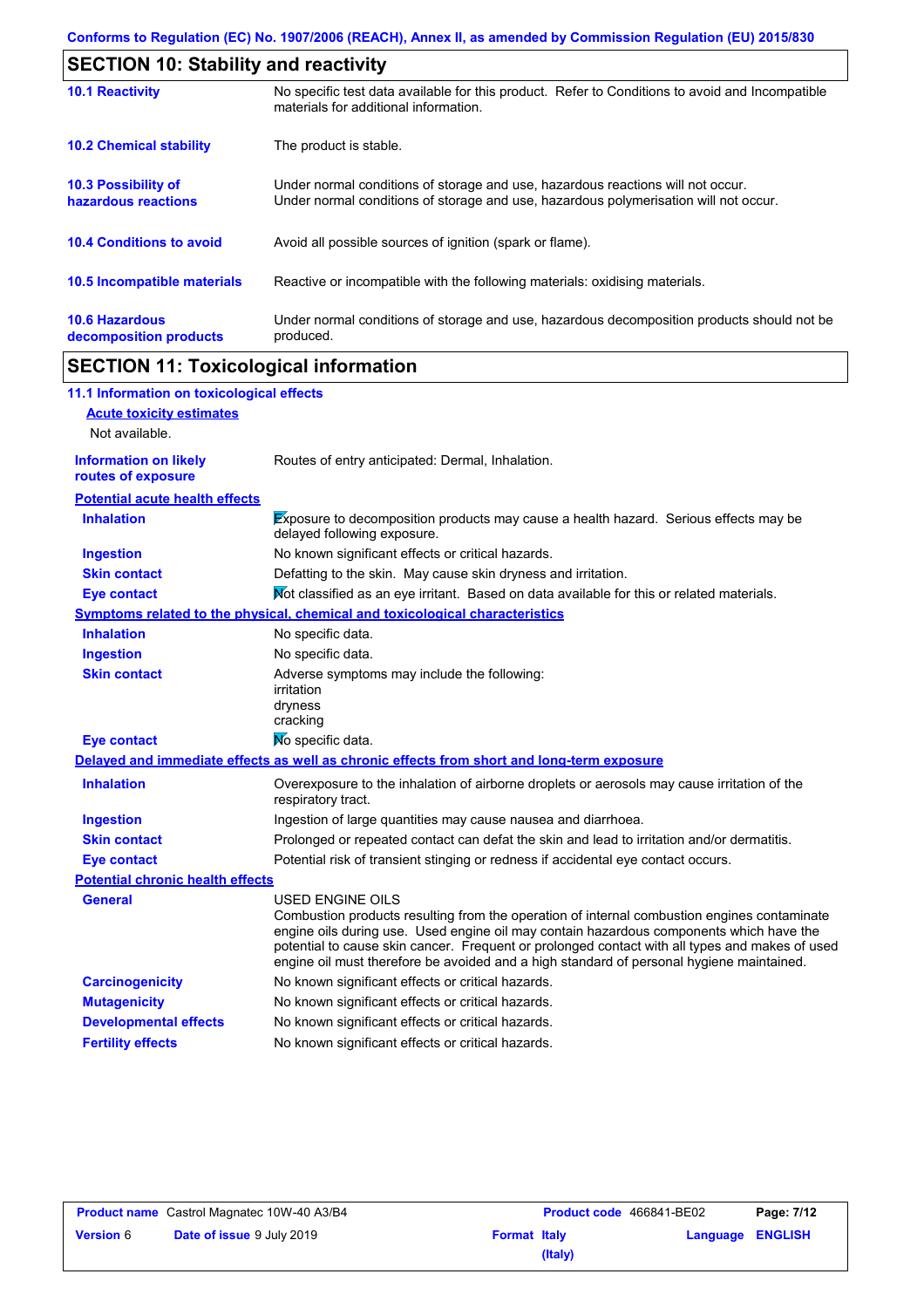## SECTION 10: Stability and reactivity

| | |
|---|---|
| **10.1 Reactivity** | No specific test data available for this product. Refer to Conditions to avoid and Incompatible materials for additional information. |
| **10.2 Chemical stability** | The product is stable. |
| **10.3 Possibility of hazardous reactions** | Under normal conditions of storage and use, hazardous reactions will not occur. Under normal conditions of storage and use, hazardous polymerisation will not occur. |
| **10.4 Conditions to avoid** | Avoid all possible sources of ignition (spark or flame). |
| **10.5 Incompatible materials** | Reactive or incompatible with the following materials: oxidising materials. |
| **10.6 Hazardous decomposition products** | Under normal conditions of storage and use, hazardous decomposition products should not be produced. |

## SECTION 11: Toxicological information

### 11.1 Information on toxicological effects

**Acute toxicity estimates**

Not available.

**Information on likely routes of exposure**: Routes of entry anticipated: Dermal, Inhalation.

**Potential acute health effects**

| | |
|---|---|
| **Inhalation** | Exposure to decomposition products may cause a health hazard. Serious effects may be delayed following exposure. |
| **Ingestion** | No known significant effects or critical hazards. |
| **Skin contact** | Defatting to the skin. May cause skin dryness and irritation. |
| **Eye contact** | Not classified as an eye irritant. Based on data available for this or related materials. |

**Symptoms related to the physical, chemical and toxicological characteristics**

| | |
|---|---|
| **Inhalation** | No specific data. |
| **Ingestion** | No specific data. |
| **Skin contact** | Adverse symptoms may include the following:<br>irritation<br>dryness<br>cracking |
| **Eye contact** | No specific data. |

**Delayed and immediate effects as well as chronic effects from short and long-term exposure**

| | |
|---|---|
| **Inhalation** | Overexposure to the inhalation of airborne droplets or aerosols may cause irritation of the respiratory tract. |
| **Ingestion** | Ingestion of large quantities may cause nausea and diarrhoea. |
| **Skin contact** | Prolonged or repeated contact can defat the skin and lead to irritation and/or dermatitis. |
| **Eye contact** | Potential risk of transient stinging or redness if accidental eye contact occurs. |

**Potential chronic health effects**

| | |
|---|---|
| **General** | USED ENGINE OILS<br>Combustion products resulting from the operation of internal combustion engines contaminate engine oils during use. Used engine oil may contain hazardous components which have the potential to cause skin cancer. Frequent or prolonged contact with all types and makes of used engine oil must therefore be avoided and a high standard of personal hygiene maintained. |
| **Carcinogenicity** | No known significant effects or critical hazards. |
| **Mutagenicity** | No known significant effects or critical hazards. |
| **Developmental effects** | No known significant effects or critical hazards. |
| **Fertility effects** | No known significant effects or critical hazards. |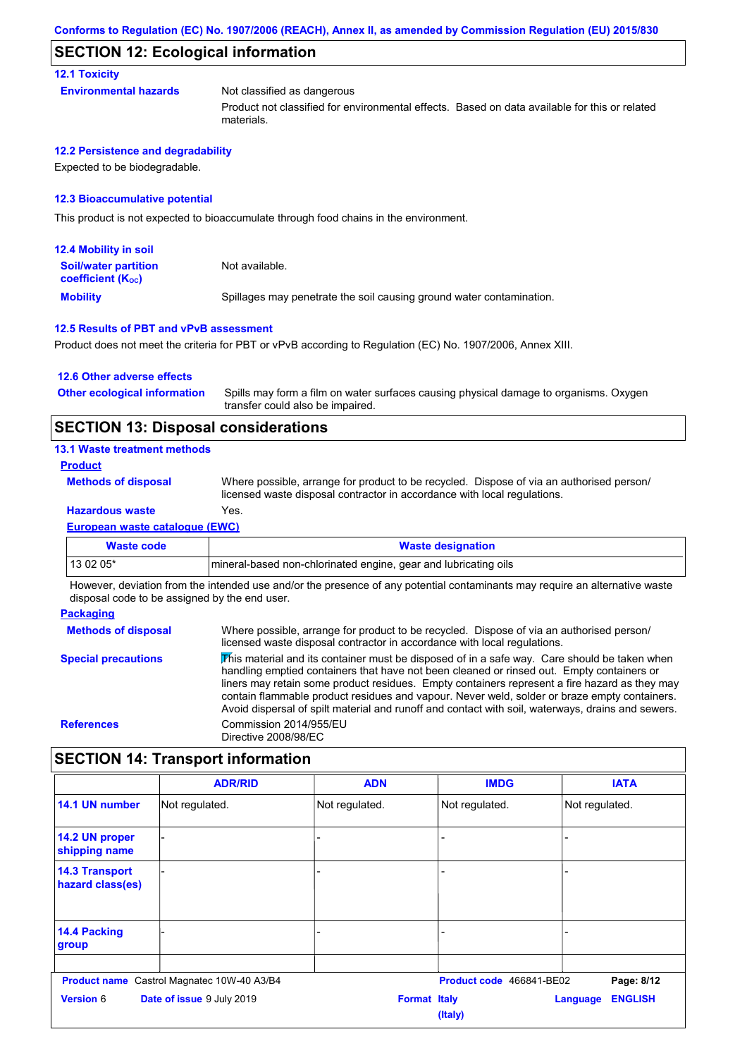## SECTION 12: Ecological information

### 12.1 Toxicity

**Environmental hazards** Not classified as dangerous

Product not classified for environmental effects. Based on data available for this or related materials.

### 12.2 Persistence and degradability

Expected to be biodegradable.

### 12.3 Bioaccumulative potential

This product is not expected to bioaccumulate through food chains in the environment.

### 12.4 Mobility in soil

**Soil/water partition coefficient ($K_{OC}$)** Not available.

**Mobility** Spillages may penetrate the soil causing ground water contamination.

### 12.5 Results of PBT and vPvB assessment

Product does not meet the criteria for PBT or vPvB according to Regulation (EC) No. 1907/2006, Annex XIII.

### 12.6 Other adverse effects

**Other ecological information** Spills may form a film on water surfaces causing physical damage to organisms. Oxygen transfer could also be impaired.

## SECTION 13: Disposal considerations

### 13.1 Waste treatment methods

**Product**

**Methods of disposal** Where possible, arrange for product to be recycled. Dispose of via an authorised person/ licensed waste disposal contractor in accordance with local regulations.

**Hazardous waste** Yes.

**European waste catalogue (EWC)**

| Waste code | Waste designation |
|---|---|
| 13 02 05* | mineral-based non-chlorinated engine, gear and lubricating oils |

However, deviation from the intended use and/or the presence of any potential contaminants may require an alternative waste disposal code to be assigned by the end user.

**Packaging**

**Methods of disposal** Where possible, arrange for product to be recycled. Dispose of via an authorised person/ licensed waste disposal contractor in accordance with local regulations.

**Special precautions** This material and its container must be disposed of in a safe way. Care should be taken when handling emptied containers that have not been cleaned or rinsed out. Empty containers or liners may retain some product residues. Empty containers represent a fire hazard as they may contain flammable product residues and vapour. Never weld, solder or braze empty containers. Avoid dispersal of spilt material and runoff and contact with soil, waterways, drains and sewers.

**References** Commission 2014/955/EU
Directive 2008/98/EC

## SECTION 14: Transport information

| | ADR/RID | ADN | IMDG | IATA |
|---|---|---|---|---|
| 14.1 UN number | Not regulated. | Not regulated. | Not regulated. | Not regulated. |
| 14.2 UN proper shipping name | - | - | - | - |
| 14.3 Transport hazard class(es) | - | - | - | - |
| 14.4 Packing group | - | - | - | - |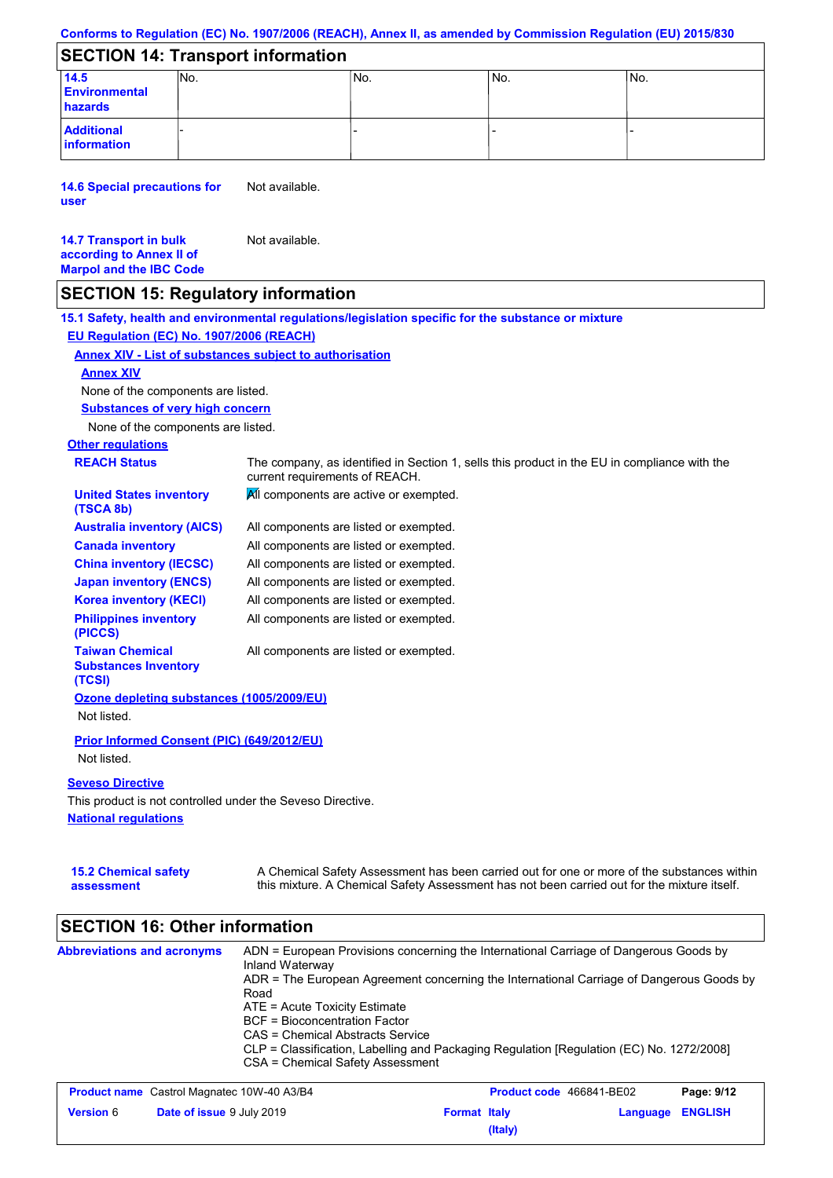Conforms to Regulation (EC) No. 1907/2006 (REACH), Annex II, as amended by Commission Regulation (EU) 2015/830

## SECTION 14: Transport information

| | | | | |
|---|---|---|---|---|
| **14.5 Environmental hazards** | No. | No. | No. | No. |
| **Additional information** | - | - | - | - |

**14.6 Special precautions for user** Not available.

**14.7 Transport in bulk according to Annex II of Marpol and the IBC Code** Not available.

## SECTION 15: Regulatory information

**15.1 Safety, health and environmental regulations/legislation specific for the substance or mixture**

**EU Regulation (EC) No. 1907/2006 (REACH)**

**Annex XIV - List of substances subject to authorisation**

**Annex XIV**

None of the components are listed.

**Substances of very high concern**

None of the components are listed.

**Other regulations**

**REACH Status** The company, as identified in Section 1, sells this product in the EU in compliance with the current requirements of REACH.

**United States inventory (TSCA 8b)** All components are active or exempted.

**Australia inventory (AICS)** All components are listed or exempted.

**Canada inventory** All components are listed or exempted.

**China inventory (IECSC)** All components are listed or exempted.

**Japan inventory (ENCS)** All components are listed or exempted.

**Korea inventory (KECI)** All components are listed or exempted.

**Philippines inventory (PICCS)** All components are listed or exempted.

**Taiwan Chemical Substances Inventory (TCSI)** All components are listed or exempted.

**Ozone depleting substances (1005/2009/EU)**

Not listed.

**Prior Informed Consent (PIC) (649/2012/EU)**

Not listed.

**Seveso Directive**

This product is not controlled under the Seveso Directive.

**National regulations**

**15.2 Chemical safety assessment** A Chemical Safety Assessment has been carried out for one or more of the substances within this mixture. A Chemical Safety Assessment has not been carried out for the mixture itself.

## SECTION 16: Other information

**Abbreviations and acronyms**

ADN = European Provisions concerning the International Carriage of Dangerous Goods by Inland Waterway
ADR = The European Agreement concerning the International Carriage of Dangerous Goods by Road
ATE = Acute Toxicity Estimate
BCF = Bioconcentration Factor
CAS = Chemical Abstracts Service
CLP = Classification, Labelling and Packaging Regulation [Regulation (EC) No. 1272/2008]
CSA = Chemical Safety Assessment

| | | | |
|---|---|---|---|
| **Product name** Castrol Magnatec 10W-40 A3/B4 | | **Product code** 466841-BE02 | **Page:** 9/12 |
| **Version** 6 | **Date of issue** 9 July 2019 | **Format** Italy (Italy) | **Language** ENGLISH |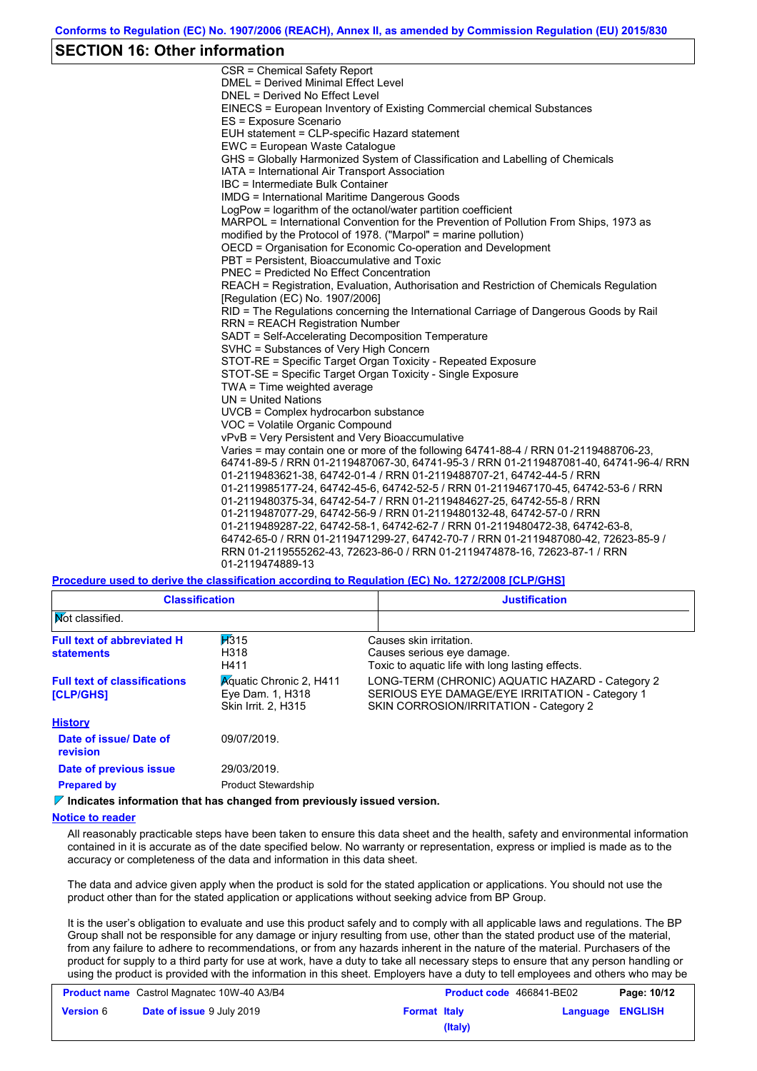## SECTION 16: Other information

CSR = Chemical Safety Report
DMEL = Derived Minimal Effect Level
DNEL = Derived No Effect Level
EINECS = European Inventory of Existing Commercial chemical Substances
ES = Exposure Scenario
EUH statement = CLP-specific Hazard statement
EWC = European Waste Catalogue
GHS = Globally Harmonized System of Classification and Labelling of Chemicals
IATA = International Air Transport Association
IBC = Intermediate Bulk Container
IMDG = International Maritime Dangerous Goods
LogPow = logarithm of the octanol/water partition coefficient
MARPOL = International Convention for the Prevention of Pollution From Ships, 1973 as modified by the Protocol of 1978. ("Marpol" = marine pollution)
OECD = Organisation for Economic Co-operation and Development
PBT = Persistent, Bioaccumulative and Toxic
PNEC = Predicted No Effect Concentration
REACH = Registration, Evaluation, Authorisation and Restriction of Chemicals Regulation [Regulation (EC) No. 1907/2006]
RID = The Regulations concerning the International Carriage of Dangerous Goods by Rail
RRN = REACH Registration Number
SADT = Self-Accelerating Decomposition Temperature
SVHC = Substances of Very High Concern
STOT-RE = Specific Target Organ Toxicity - Repeated Exposure
STOT-SE = Specific Target Organ Toxicity - Single Exposure
TWA = Time weighted average
UN = United Nations
UVCB = Complex hydrocarbon substance
VOC = Volatile Organic Compound
vPvB = Very Persistent and Very Bioaccumulative
Varies = may contain one or more of the following 64741-88-4 / RRN 01-2119488706-23, 64741-89-5 / RRN 01-2119487067-30, 64741-95-3 / RRN 01-2119487081-40, 64741-96-4/ RRN 01-2119483621-38, 64742-01-4 / RRN 01-2119488707-21, 64742-44-5 / RRN 01-2119985177-24, 64742-45-6, 64742-52-5 / RRN 01-2119467170-45, 64742-53-6 / RRN 01-2119480375-34, 64742-54-7 / RRN 01-2119484627-25, 64742-55-8 / RRN 01-2119487077-29, 64742-56-9 / RRN 01-2119480132-48, 64742-57-0 / RRN 01-2119489287-22, 64742-58-1, 64742-62-7 / RRN 01-2119480472-38, 64742-63-8, 64742-65-0 / RRN 01-2119471299-27, 64742-70-7 / RRN 01-2119487080-42, 72623-85-9 / RRN 01-2119555262-43, 72623-86-0 / RRN 01-2119474878-16, 72623-87-1 / RRN 01-2119474889-13

**Procedure used to derive the classification according to Regulation (EC) No. 1272/2008 [CLP/GHS]**

| Classification | Justification |
|---|---|
| Not classified. | |

| | | |
|---|---|---|
| **Full text of abbreviated H statements** | H315<br>H318<br>H411 | Causes skin irritation.<br>Causes serious eye damage.<br>Toxic to aquatic life with long lasting effects. |
| **Full text of classifications [CLP/GHS]** | Aquatic Chronic 2, H411<br>Eye Dam. 1, H318<br>Skin Irrit. 2, H315 | LONG-TERM (CHRONIC) AQUATIC HAZARD - Category 2<br>SERIOUS EYE DAMAGE/EYE IRRITATION - Category 1<br>SKIN CORROSION/IRRITATION - Category 2 |

**History**

**Date of issue/ Date of revision** 09/07/2019.

**Date of previous issue** 29/03/2019.

**Prepared by** Product Stewardship

**Indicates information that has changed from previously issued version.**

**Notice to reader**

All reasonably practicable steps have been taken to ensure this data sheet and the health, safety and environmental information contained in it is accurate as of the date specified below. No warranty or representation, express or implied is made as to the accuracy or completeness of the data and information in this data sheet.

The data and advice given apply when the product is sold for the stated application or applications. You should not use the product other than for the stated application or applications without seeking advice from BP Group.

It is the user's obligation to evaluate and use this product safely and to comply with all applicable laws and regulations. The BP Group shall not be responsible for any damage or injury resulting from use, other than the stated product use of the material, from any failure to adhere to recommendations, or from any hazards inherent in the nature of the material. Purchasers of the product for supply to a third party for use at work, have a duty to take all necessary steps to ensure that any person handling or using the product is provided with the information in this sheet. Employers have a duty to tell employees and others who may be

| **Product name** Castrol Magnatec 10W-40 A3/B4 | **Product code** 466841-BE02 | |
|---|---|---|
| **Version** 6 **Date of issue** 9 July 2019 | **Format Italy (Italy)** | **Language ENGLISH** |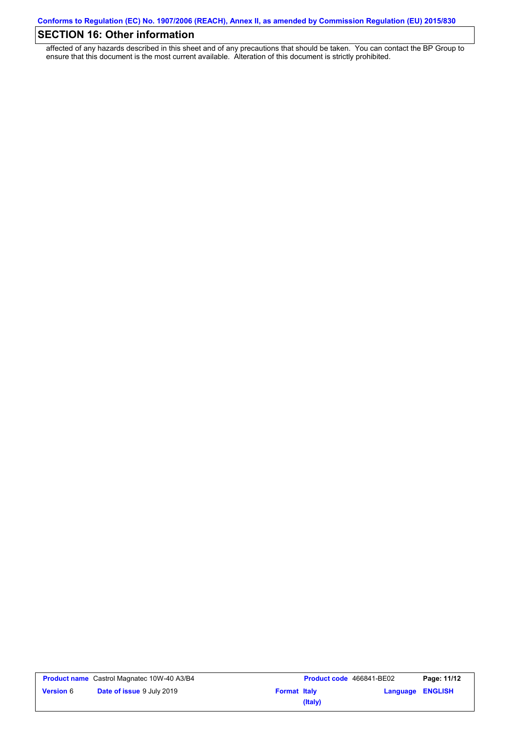## SECTION 16: Other information

affected of any hazards described in this sheet and of any precautions that should be taken. You can contact the BP Group to ensure that this document is the most current available. Alteration of this document is strictly prohibited.